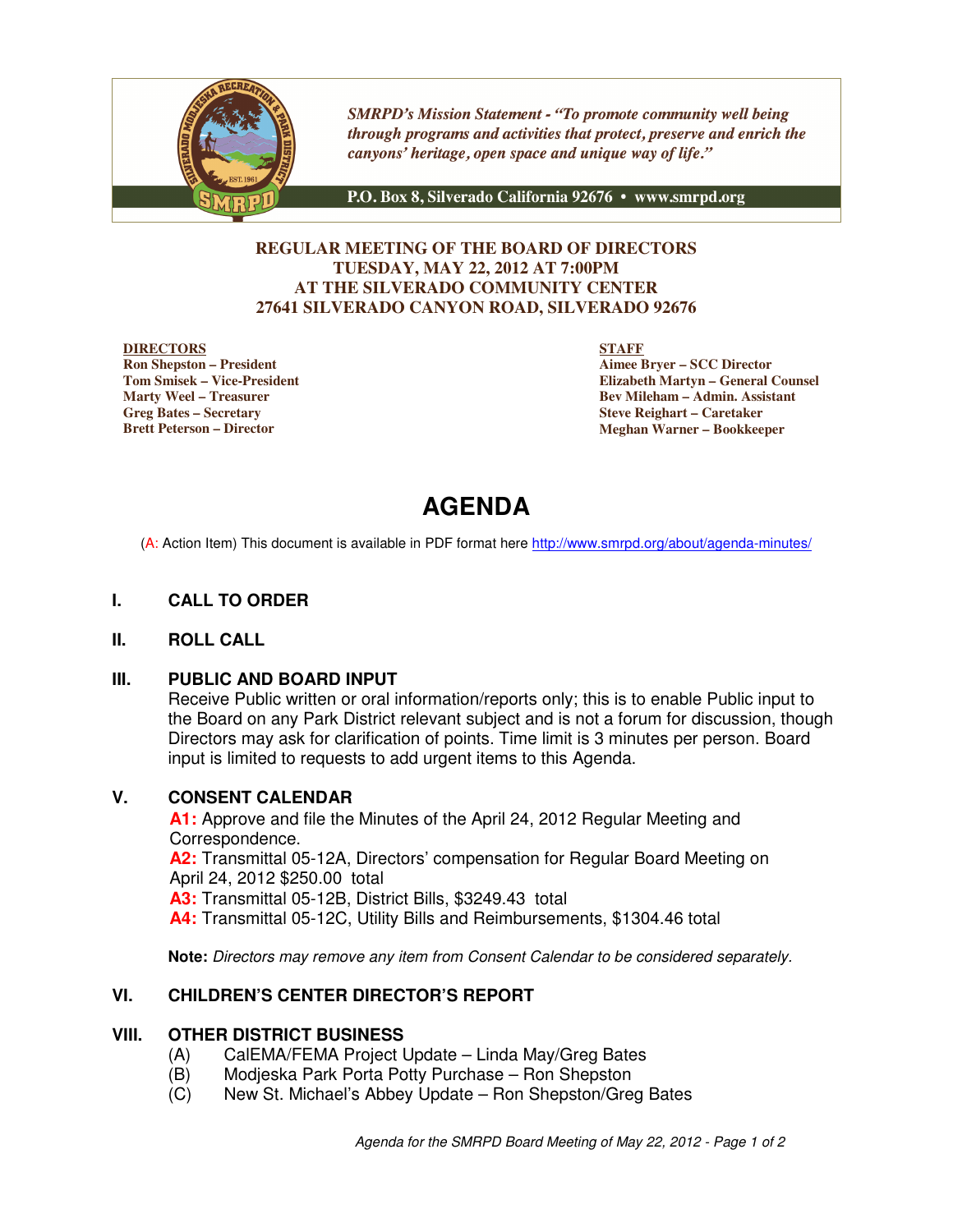*SMRPD's Mission Statement - "To promote community well being through programs and activities that protect, preserve and enrich the canyons' heritage, open space and unique way of life."*

**P.O. Box 8, Silverado California 92676 • www.smrpd.org**

**REGULAR MEETING OF THE BOARD OF DIRECTORS**
**TUESDAY, MAY 22, 2012 AT 7:00PM**
**AT THE SILVERADO COMMUNITY CENTER**
**27641 SILVERADO CANYON ROAD, SILVERADO 92676**

**DIRECTORS**
**Ron Shepston – President**
**Tom Smisek – Vice-President**
**Marty Weel – Treasurer**
**Greg Bates – Secretary**
**Brett Peterson – Director**

**STAFF**
**Aimee Bryer – SCC Director**
**Elizabeth Martyn – General Counsel**
**Bev Mileham – Admin. Assistant**
**Steve Reighart – Caretaker**
**Meghan Warner – Bookkeeper**

# AGENDA

(A: Action Item) This document is available in PDF format here http://www.smrpd.org/about/agenda-minutes/

## I. CALL TO ORDER

## II. ROLL CALL

## III. PUBLIC AND BOARD INPUT

Receive Public written or oral information/reports only; this is to enable Public input to the Board on any Park District relevant subject and is not a forum for discussion, though Directors may ask for clarification of points. Time limit is 3 minutes per person. Board input is limited to requests to add urgent items to this Agenda.

## V. CONSENT CALENDAR

**A1:** Approve and file the Minutes of the April 24, 2012 Regular Meeting and Correspondence.
**A2:** Transmittal 05-12A, Directors' compensation for Regular Board Meeting on April 24, 2012 $250.00 total
**A3:** Transmittal 05-12B, District Bills, $3249.43 total
**A4:** Transmittal 05-12C, Utility Bills and Reimbursements, $1304.46 total

**Note:** *Directors may remove any item from Consent Calendar to be considered separately.*

## VI. CHILDREN'S CENTER DIRECTOR'S REPORT

## VIII. OTHER DISTRICT BUSINESS

(A) CalEMA/FEMA Project Update – Linda May/Greg Bates
(B) Modjeska Park Porta Potty Purchase – Ron Shepston
(C) New St. Michael's Abbey Update – Ron Shepston/Greg Bates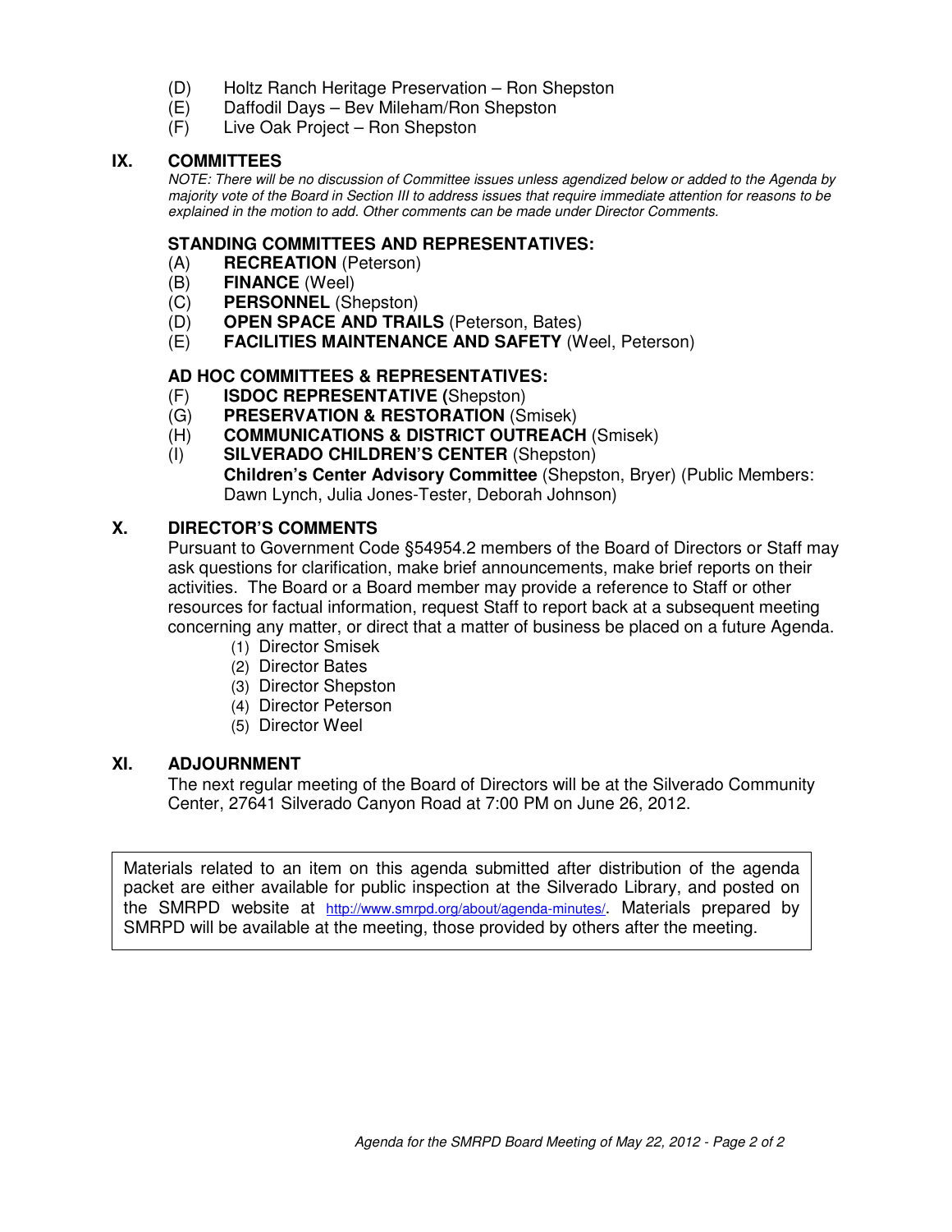(D) Holtz Ranch Heritage Preservation – Ron Shepston
(E) Daffodil Days – Bev Mileham/Ron Shepston
(F) Live Oak Project – Ron Shepston

## IX. COMMITTEES

*NOTE: There will be no discussion of Committee issues unless agendized below or added to the Agenda by majority vote of the Board in Section III to address issues that require immediate attention for reasons to be explained in the motion to add. Other comments can be made under Director Comments.*

### STANDING COMMITTEES AND REPRESENTATIVES:

(A) **RECREATION** (Peterson)
(B) **FINANCE** (Weel)
(C) **PERSONNEL** (Shepston)
(D) **OPEN SPACE AND TRAILS** (Peterson, Bates)
(E) **FACILITIES MAINTENANCE AND SAFETY** (Weel, Peterson)

### AD HOC COMMITTEES & REPRESENTATIVES:

(F) **ISDOC REPRESENTATIVE (**Shepston)
(G) **PRESERVATION & RESTORATION** (Smisek)
(H) **COMMUNICATIONS & DISTRICT OUTREACH** (Smisek)
(I) **SILVERADO CHILDREN'S CENTER** (Shepston)
**Children's Center Advisory Committee** (Shepston, Bryer) (Public Members: Dawn Lynch, Julia Jones-Tester, Deborah Johnson)

## X. DIRECTOR'S COMMENTS

Pursuant to Government Code §54954.2 members of the Board of Directors or Staff may ask questions for clarification, make brief announcements, make brief reports on their activities. The Board or a Board member may provide a reference to Staff or other resources for factual information, request Staff to report back at a subsequent meeting concerning any matter, or direct that a matter of business be placed on a future Agenda.

1. Director Smisek
2. Director Bates
3. Director Shepston
4. Director Peterson
5. Director Weel

## XI. ADJOURNMENT

The next regular meeting of the Board of Directors will be at the Silverado Community Center, 27641 Silverado Canyon Road at 7:00 PM on June 26, 2012.

Materials related to an item on this agenda submitted after distribution of the agenda packet are either available for public inspection at the Silverado Library, and posted on the SMRPD website at http://www.smrpd.org/about/agenda-minutes/. Materials prepared by SMRPD will be available at the meeting, those provided by others after the meeting.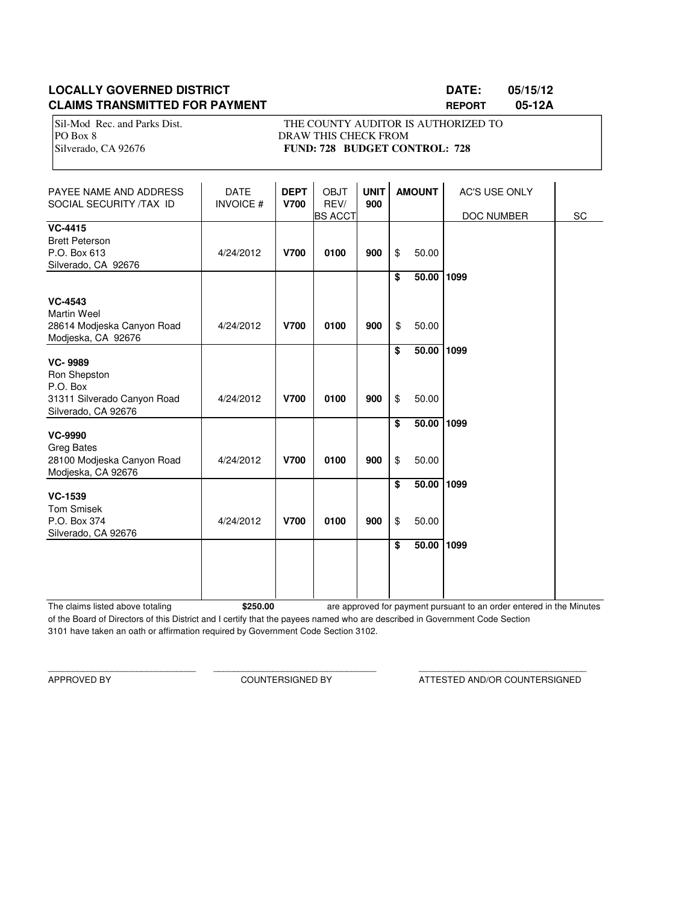**LOCALLY GOVERNED DISTRICT** **DATE: 05/15/12**
**CLAIMS TRANSMITTED FOR PAYMENT** **REPORT 05-12A**

Sil-Mod Rec. and Parks Dist.
PO Box 8
Silverado, CA 92676

THE COUNTY AUDITOR IS AUTHORIZED TO DRAW THIS CHECK FROM
**FUND: 728 BUDGET CONTROL: 728**

| PAYEE NAME AND ADDRESS SOCIAL SECURITY /TAX ID | DATE INVOICE # | DEPT V700 | OBJT REV/ BS ACCT | UNIT 900 | AMOUNT | AC'S USE ONLY DOC NUMBER | SC |
|---|---|---|---|---|---|---|---|
| **VC-4415** Brett Peterson P.O. Box 613 Silverado, CA 92676 | 4/24/2012 | **V700** | **0100** | **900** | $ 50.00 | | |
| | | | | | **$ 50.00** | **1099** | |
| **VC-4543** Martin Weel 28614 Modjeska Canyon Road Modjeska, CA 92676 | 4/24/2012 | **V700** | **0100** | **900** | $ 50.00 | | |
| | | | | | **$ 50.00** | **1099** | |
| **VC- 9989** Ron Shepston P.O. Box 31311 Silverado Canyon Road Silverado, CA 92676 | 4/24/2012 | **V700** | **0100** | **900** | $ 50.00 | | |
| | | | | | **$ 50.00** | **1099** | |
| **VC-9990** Greg Bates 28100 Modjeska Canyon Road Modjeska, CA 92676 | 4/24/2012 | **V700** | **0100** | **900** | $ 50.00 | | |
| | | | | | **$ 50.00** | **1099** | |
| **VC-1539** Tom Smisek P.O. Box 374 Silverado, CA 92676 | 4/24/2012 | **V700** | **0100** | **900** | $ 50.00 | | |
| | | | | | **$ 50.00** | **1099** | |

The claims listed above totaling **$250.00** are approved for payment pursuant to an order entered in the Minutes of the Board of Directors of this District and I certify that the payees named who are described in Government Code Section 3101 have taken an oath or affirmation required by Government Code Section 3102.

______________________________ ______________________________ ______________________________

APPROVED BY COUNTERSIGNED BY ATTESTED AND/OR COUNTERSIGNED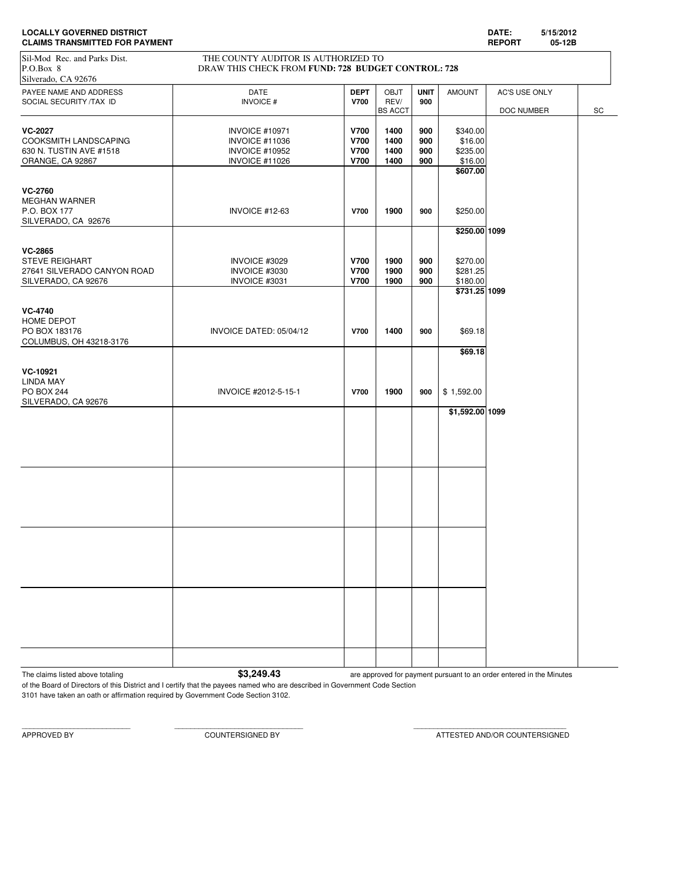**LOCALLY GOVERNED DISTRICT**
**CLAIMS TRANSMITTED FOR PAYMENT**

**DATE:** 5/15/2012
**REPORT** 05-12B

Sil-Mod Rec. and Parks Dist.
P.O.Box 8
Silverado, CA 92676

THE COUNTY AUDITOR IS AUTHORIZED TO
DRAW THIS CHECK FROM **FUND: 728 BUDGET CONTROL: 728**

| PAYEE NAME AND ADDRESS SOCIAL SECURITY /TAX ID | DATE INVOICE # | DEPT V700 | OBJT REV/ BS ACCT | UNIT 900 | AMOUNT | AC'S USE ONLY DOC NUMBER | SC |
|---|---|---|---|---|---|---|---|
| **VC-2027** | INVOICE #10971 | **V700** | **1400** | **900** | $340.00 | | |
| COOKSMITH LANDSCAPING | INVOICE #11036 | **V700** | **1400** | **900** | $16.00 | | |
| 630 N. TUSTIN AVE #1518 | INVOICE #10952 | **V700** | **1400** | **900** | $235.00 | | |
| ORANGE, CA 92867 | INVOICE #11026 | **V700** | **1400** | **900** | $16.00 | | |
| | | | | | **$607.00** | | |
| **VC-2760** | | | | | | | |
| MEGHAN WARNER | | | | | | | |
| P.O. BOX 177 | INVOICE #12-63 | **V700** | **1900** | **900** | $250.00 | | |
| SILVERADO, CA 92676 | | | | | | | |
| | | | | | **$250.00** | **1099** | |
| **VC-2865** | | | | | | | |
| STEVE REIGHART | INVOICE #3029 | **V700** | **1900** | **900** | $270.00 | | |
| 27641 SILVERADO CANYON ROAD | INVOICE #3030 | **V700** | **1900** | **900** | $281.25 | | |
| SILVERADO, CA 92676 | INVOICE #3031 | **V700** | **1900** | **900** | $180.00 | | |
| | | | | | **$731.25** | **1099** | |
| **VC-4740** | | | | | | | |
| HOME DEPOT | | | | | | | |
| PO BOX 183176 | INVOICE DATED: 05/04/12 | **V700** | **1400** | **900** | $69.18 | | |
| COLUMBUS, OH 43218-3176 | | | | | | | |
| | | | | | **$69.18** | | |
| **VC-10921** | | | | | | | |
| LINDA MAY | | | | | | | |
| PO BOX 244 | INVOICE #2012-5-15-1 | **V700** | **1900** | **900** | $ 1,592.00 | | |
| SILVERADO, CA 92676 | | | | | | | |
| | | | | | **$1,592.00** | **1099** | |

The claims listed above totaling **$3,249.43** are approved for payment pursuant to an order entered in the Minutes of the Board of Directors of this District and I certify that the payees named who are described in Government Code Section 3101 have taken an oath or affirmation required by Government Code Section 3102.

\_\_\_\_\_\_\_\_\_\_\_\_\_\_\_\_\_\_\_\_\_\_\_\_ APPROVED BY

\_\_\_\_\_\_\_\_\_\_\_\_\_\_\_\_\_\_\_\_\_\_\_\_ COUNTERSIGNED BY

\_\_\_\_\_\_\_\_\_\_\_\_\_\_\_\_\_\_\_\_\_\_\_\_ ATTESTED AND/OR COUNTERSIGNED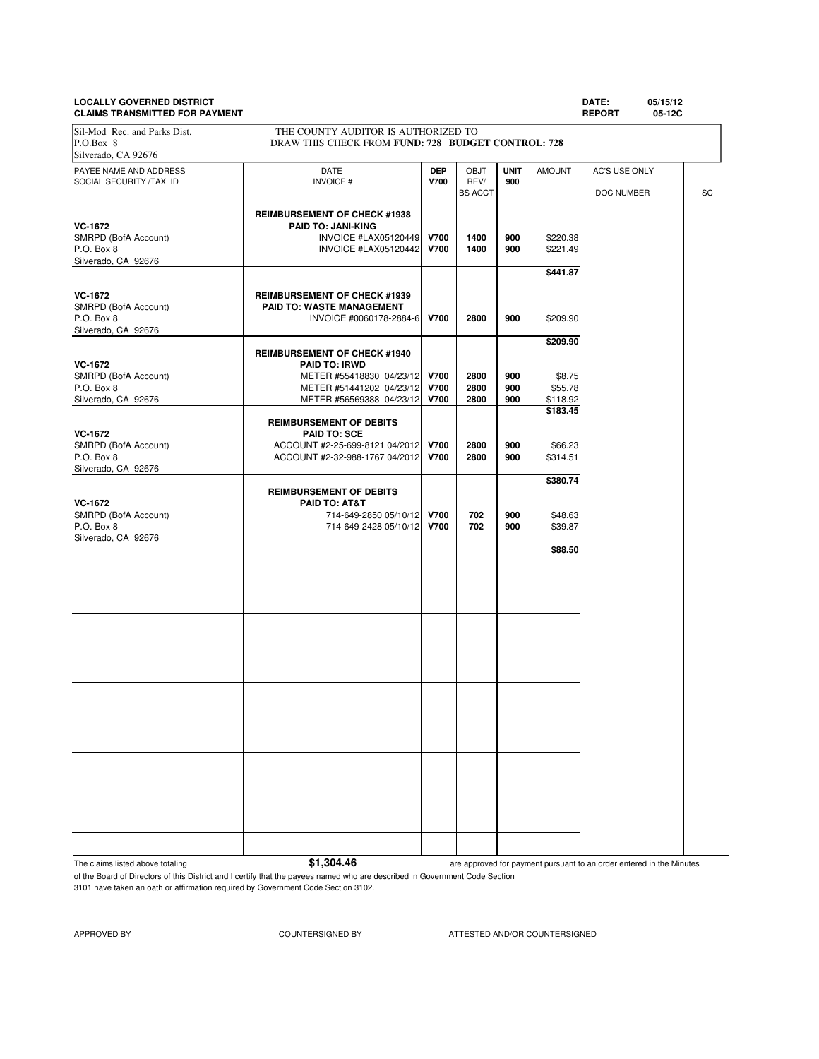**LOCALLY GOVERNED DISTRICT**
**CLAIMS TRANSMITTED FOR PAYMENT**

**DATE:** 05/15/12
**REPORT** 05-12C

Sil-Mod Rec. and Parks Dist.
P.O.Box 8
Silverado, CA 92676

THE COUNTY AUDITOR IS AUTHORIZED TO DRAW THIS CHECK FROM **FUND: 728 BUDGET CONTROL: 728**

| PAYEE NAME AND ADDRESS SOCIAL SECURITY /TAX ID | DATE INVOICE # | DEP V700 | OBJT REV/ BS ACCT | UNIT 900 | AMOUNT | AC'S USE ONLY DOC NUMBER | SC |
|---|---|---|---|---|---|---|---|
| **VC-1672** SMRPD (BofA Account) P.O. Box 8 Silverado, CA 92676 | **REIMBURSEMENT OF CHECK #1938** **PAID TO: JANI-KING** | | | | | | |
| | INVOICE #LAX05120449 | **V700** | **1400** | **900** | $220.38 | | |
| | INVOICE #LAX05120442 | **V700** | **1400** | **900** | $221.49 | | |
| | | | | | **$441.87** | | |
| **VC-1672** SMRPD (BofA Account) P.O. Box 8 Silverado, CA 92676 | **REIMBURSEMENT OF CHECK #1939** **PAID TO: WASTE MANAGEMENT** | | | | | | |
| | INVOICE #0060178-2884-6 | **V700** | **2800** | **900** | $209.90 | | |
| | | | | | **$209.90** | | |
| **VC-1672** SMRPD (BofA Account) P.O. Box 8 Silverado, CA 92676 | **REIMBURSEMENT OF CHECK #1940** **PAID TO: IRWD** | | | | | | |
| | METER #55418830 04/23/12 | **V700** | **2800** | **900** | $8.75 | | |
| | METER #51441202 04/23/12 | **V700** | **2800** | **900** | $55.78 | | |
| | METER #56569388 04/23/12 | **V700** | **2800** | **900** | $118.92 | | |
| | | | | | **$183.45** | | |
| **VC-1672** SMRPD (BofA Account) P.O. Box 8 Silverado, CA 92676 | **REIMBURSEMENT OF DEBITS** **PAID TO: SCE** | | | | | | |
| | ACCOUNT #2-25-699-8121 04/2012 | **V700** | **2800** | **900** | $66.23 | | |
| | ACCOUNT #2-32-988-1767 04/2012 | **V700** | **2800** | **900** | $314.51 | | |
| | | | | | **$380.74** | | |
| **VC-1672** SMRPD (BofA Account) P.O. Box 8 Silverado, CA 92676 | **REIMBURSEMENT OF DEBITS** **PAID TO: AT&T** | | | | | | |
| | 714-649-2850 05/10/12 | **V700** | **702** | **900** | $48.63 | | |
| | 714-649-2428 05/10/12 | **V700** | **702** | **900** | $39.87 | | |
| | | | | | **$88.50** | | |

The claims listed above totaling **$1,304.46** are approved for payment pursuant to an order entered in the Minutes of the Board of Directors of this District and I certify that the payees named who are described in Government Code Section 3101 have taken an oath or affirmation required by Government Code Section 3102.

\_\_\_\_\_\_\_\_\_\_\_\_\_\_\_\_\_\_\_\_\_\_\_\_ APPROVED BY

\_\_\_\_\_\_\_\_\_\_\_\_\_\_\_\_\_\_\_\_\_\_\_\_ COUNTERSIGNED BY

\_\_\_\_\_\_\_\_\_\_\_\_\_\_\_\_\_\_\_\_\_\_\_\_ ATTESTED AND/OR COUNTERSIGNED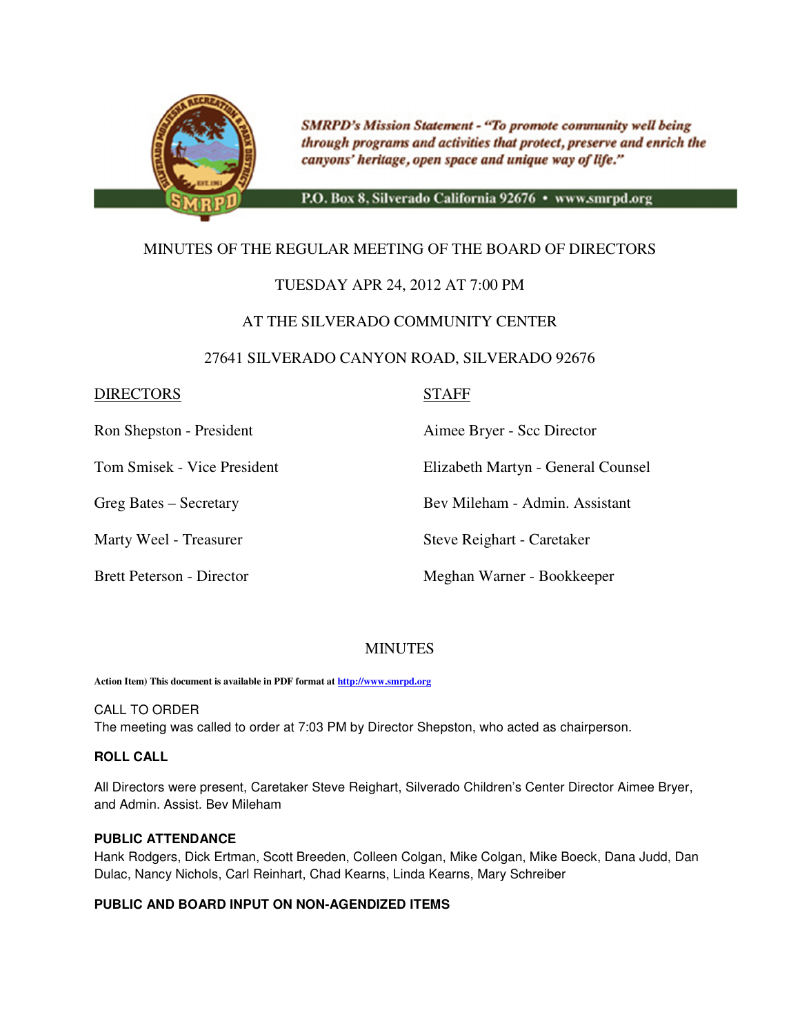SMRPD's Mission Statement - "To promote community well being through programs and activities that protect, preserve and enrich the canyons' heritage, open space and unique way of life."

P.O. Box 8, Silverado California 92676 • www.smrpd.org

MINUTES OF THE REGULAR MEETING OF THE BOARD OF DIRECTORS

TUESDAY APR 24, 2012 AT 7:00 PM

AT THE SILVERADO COMMUNITY CENTER

27641 SILVERADO CANYON ROAD, SILVERADO 92676

| DIRECTORS | STAFF |
|---|---|
| Ron Shepston - President | Aimee Bryer - Scc Director |
| Tom Smisek - Vice President | Elizabeth Martyn - General Counsel |
| Greg Bates – Secretary | Bev Mileham - Admin. Assistant |
| Marty Weel - Treasurer | Steve Reighart - Caretaker |
| Brett Peterson - Director | Meghan Warner - Bookkeeper |

MINUTES

**Action Item) This document is available in PDF format at http://www.smrpd.org**

CALL TO ORDER
The meeting was called to order at 7:03 PM by Director Shepston, who acted as chairperson.

**ROLL CALL**

All Directors were present, Caretaker Steve Reighart, Silverado Children's Center Director Aimee Bryer, and Admin. Assist. Bev Mileham

**PUBLIC ATTENDANCE**
Hank Rodgers, Dick Ertman, Scott Breeden, Colleen Colgan, Mike Colgan, Mike Boeck, Dana Judd, Dan Dulac, Nancy Nichols, Carl Reinhart, Chad Kearns, Linda Kearns, Mary Schreiber

**PUBLIC AND BOARD INPUT ON NON-AGENDIZED ITEMS**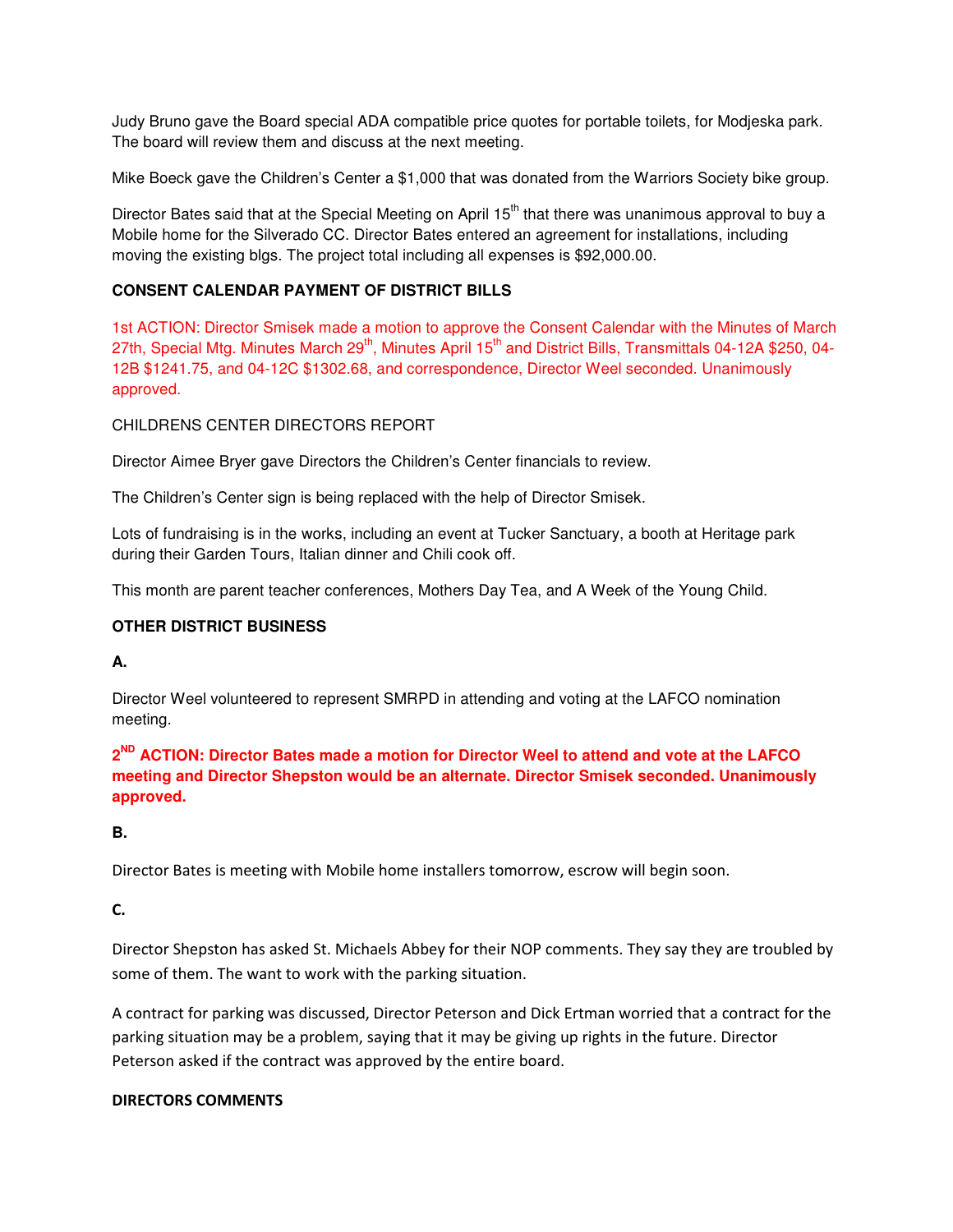Judy Bruno gave the Board special ADA compatible price quotes for portable toilets, for Modjeska park. The board will review them and discuss at the next meeting.

Mike Boeck gave the Children's Center a $1,000 that was donated from the Warriors Society bike group.

Director Bates said that at the Special Meeting on April 15th that there was unanimous approval to buy a Mobile home for the Silverado CC. Director Bates entered an agreement for installations, including moving the existing blgs. The project total including all expenses is $92,000.00.

**CONSENT CALENDAR PAYMENT OF DISTRICT BILLS**

1st ACTION: Director Smisek made a motion to approve the Consent Calendar with the Minutes of March 27th, Special Mtg. Minutes March 29th, Minutes April 15th and District Bills, Transmittals 04-12A $250, 04-12B $1241.75, and 04-12C $1302.68, and correspondence, Director Weel seconded. Unanimously approved.

CHILDRENS CENTER DIRECTORS REPORT

Director Aimee Bryer gave Directors the Children's Center financials to review.

The Children's Center sign is being replaced with the help of Director Smisek.

Lots of fundraising is in the works, including an event at Tucker Sanctuary, a booth at Heritage park during their Garden Tours, Italian dinner and Chili cook off.

This month are parent teacher conferences, Mothers Day Tea, and A Week of the Young Child.

**OTHER DISTRICT BUSINESS**

**A.**

Director Weel volunteered to represent SMRPD in attending and voting at the LAFCO nomination meeting.

**2ND ACTION: Director Bates made a motion for Director Weel to attend and vote at the LAFCO meeting and Director Shepston would be an alternate. Director Smisek seconded. Unanimously approved.**

**B.**

Director Bates is meeting with Mobile home installers tomorrow, escrow will begin soon.

**C.**

Director Shepston has asked St. Michaels Abbey for their NOP comments. They say they are troubled by some of them. The want to work with the parking situation.

A contract for parking was discussed, Director Peterson and Dick Ertman worried that a contract for the parking situation may be a problem, saying that it may be giving up rights in the future. Director Peterson asked if the contract was approved by the entire board.

**DIRECTORS COMMENTS**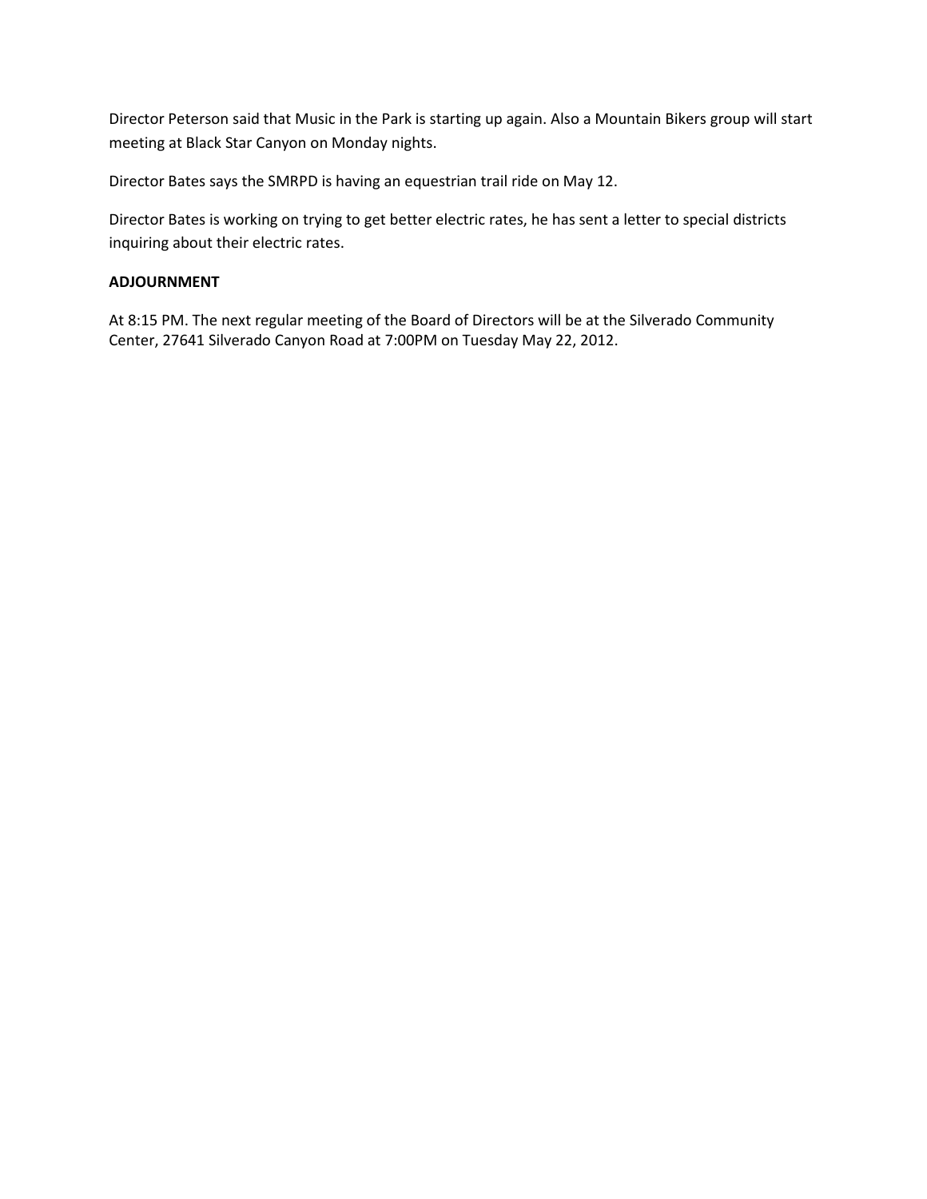Director Peterson said that Music in the Park is starting up again. Also a Mountain Bikers group will start meeting at Black Star Canyon on Monday nights.

Director Bates says the SMRPD is having an equestrian trail ride on May 12.

Director Bates is working on trying to get better electric rates, he has sent a letter to special districts inquiring about their electric rates.

**ADJOURNMENT**

At 8:15 PM. The next regular meeting of the Board of Directors will be at the Silverado Community Center, 27641 Silverado Canyon Road at 7:00PM on Tuesday May 22, 2012.